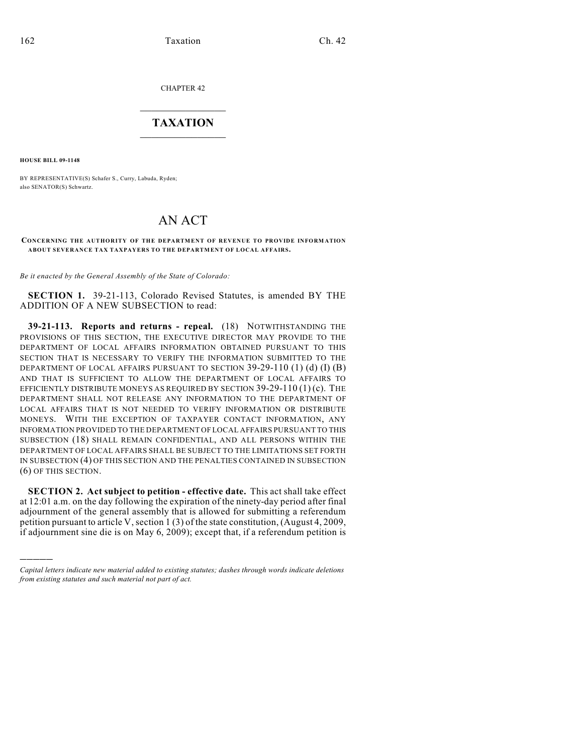CHAPTER 42

# TAXATION

**HOUSE BILL 09-1148**

BY REPRESENTATIVE(S) Schafer S., Curry, Labuda, Ryden;
also SENATOR(S) Schwartz.

# AN ACT

**CONCERNING THE AUTHORITY OF THE DEPARTMENT OF REVENUE TO PROVIDE INFORMATION ABOUT SEVERANCE TAX TAXPAYERS TO THE DEPARTMENT OF LOCAL AFFAIRS.**

*Be it enacted by the General Assembly of the State of Colorado:*

**SECTION 1.** 39-21-113, Colorado Revised Statutes, is amended BY THE ADDITION OF A NEW SUBSECTION to read:

**39-21-113. Reports and returns - repeal.** (18) NOTWITHSTANDING THE PROVISIONS OF THIS SECTION, THE EXECUTIVE DIRECTOR MAY PROVIDE TO THE DEPARTMENT OF LOCAL AFFAIRS INFORMATION OBTAINED PURSUANT TO THIS SECTION THAT IS NECESSARY TO VERIFY THE INFORMATION SUBMITTED TO THE DEPARTMENT OF LOCAL AFFAIRS PURSUANT TO SECTION 39-29-110 (1) (d) (I) (B) AND THAT IS SUFFICIENT TO ALLOW THE DEPARTMENT OF LOCAL AFFAIRS TO EFFICIENTLY DISTRIBUTE MONEYS AS REQUIRED BY SECTION 39-29-110 (1) (c). THE DEPARTMENT SHALL NOT RELEASE ANY INFORMATION TO THE DEPARTMENT OF LOCAL AFFAIRS THAT IS NOT NEEDED TO VERIFY INFORMATION OR DISTRIBUTE MONEYS. WITH THE EXCEPTION OF TAXPAYER CONTACT INFORMATION, ANY INFORMATION PROVIDED TO THE DEPARTMENT OF LOCAL AFFAIRS PURSUANT TO THIS SUBSECTION (18) SHALL REMAIN CONFIDENTIAL, AND ALL PERSONS WITHIN THE DEPARTMENT OF LOCAL AFFAIRS SHALL BE SUBJECT TO THE LIMITATIONS SET FORTH IN SUBSECTION (4) OF THIS SECTION AND THE PENALTIES CONTAINED IN SUBSECTION (6) OF THIS SECTION.

**SECTION 2. Act subject to petition - effective date.** This act shall take effect at 12:01 a.m. on the day following the expiration of the ninety-day period after final adjournment of the general assembly that is allowed for submitting a referendum petition pursuant to article V, section 1 (3) of the state constitution, (August 4, 2009, if adjournment sine die is on May 6, 2009); except that, if a referendum petition is

---

*Capital letters indicate new material added to existing statutes; dashes through words indicate deletions from existing statutes and such material not part of act.*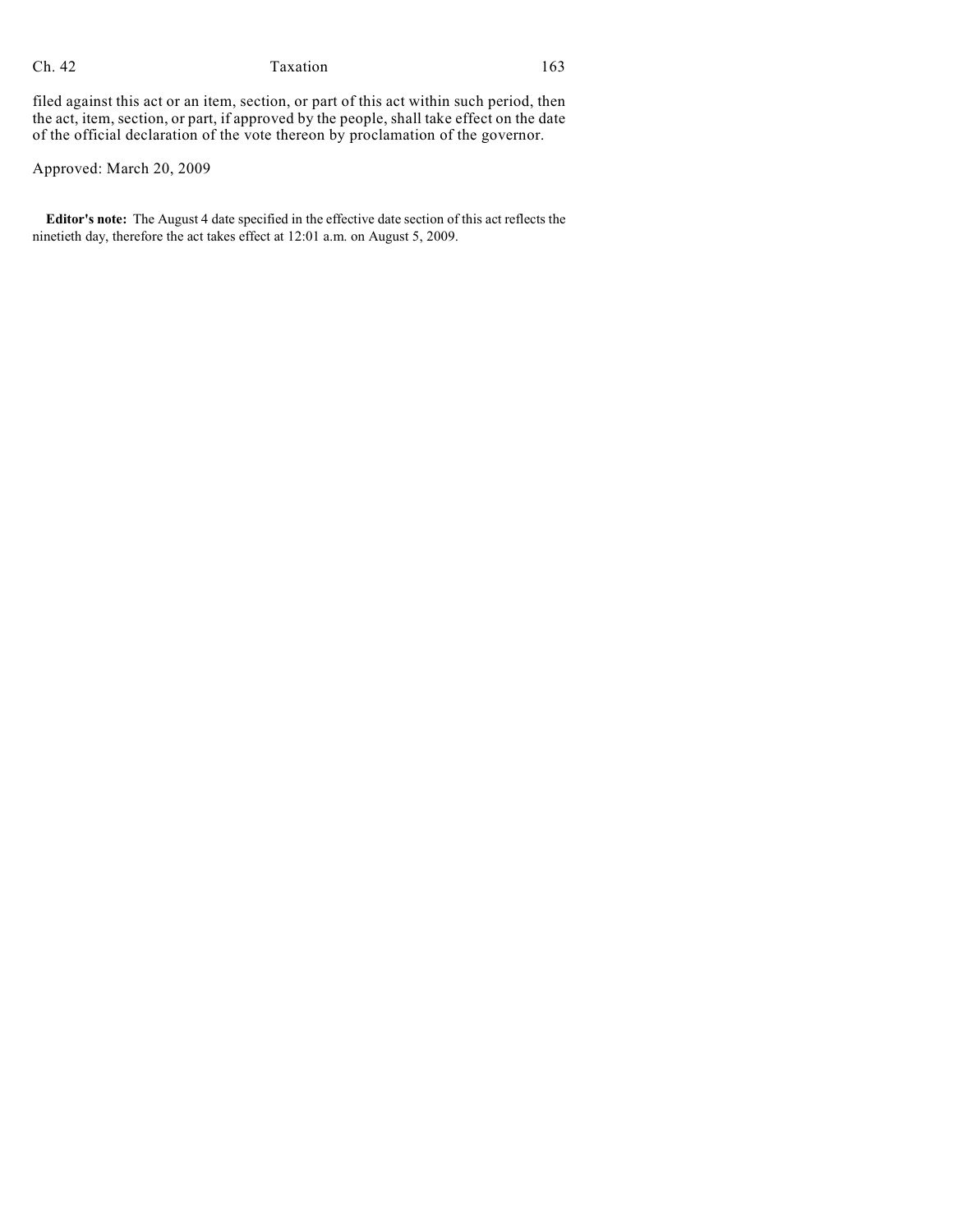filed against this act or an item, section, or part of this act within such period, then the act, item, section, or part, if approved by the people, shall take effect on the date of the official declaration of the vote thereon by proclamation of the governor.

Approved: March 20, 2009

**Editor's note:** The August 4 date specified in the effective date section of this act reflects the ninetieth day, therefore the act takes effect at 12:01 a.m. on August 5, 2009.